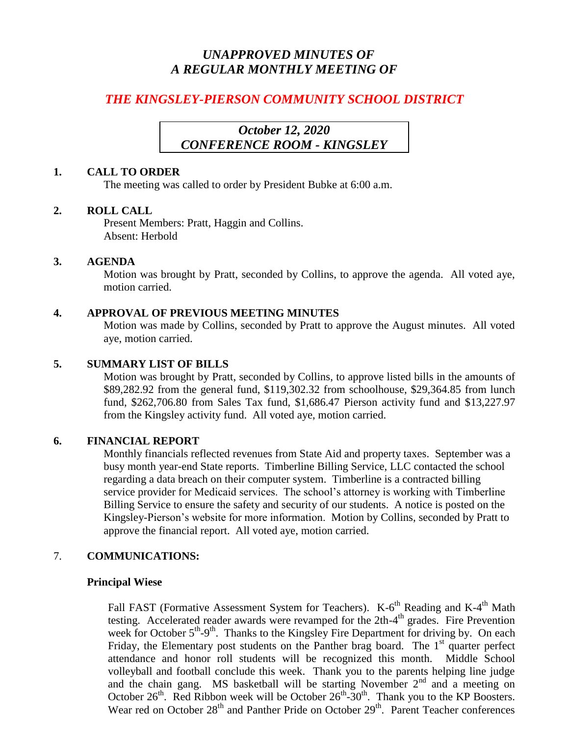# *UNAPPROVED MINUTES OF A REGULAR MONTHLY MEETING OF*

## *THE KINGSLEY-PIERSON COMMUNITY SCHOOL DISTRICT*

***October 12, 2020***
***CONFERENCE ROOM - KINGSLEY***

**1. CALL TO ORDER**

The meeting was called to order by President Bubke at 6:00 a.m.

**2. ROLL CALL**

Present Members: Pratt, Haggin and Collins.
Absent: Herbold

**3. AGENDA**

Motion was brought by Pratt, seconded by Collins, to approve the agenda. All voted aye, motion carried.

**4. APPROVAL OF PREVIOUS MEETING MINUTES**

Motion was made by Collins, seconded by Pratt to approve the August minutes. All voted aye, motion carried.

**5. SUMMARY LIST OF BILLS**

Motion was brought by Pratt, seconded by Collins, to approve listed bills in the amounts of $89,282.92 from the general fund, $119,302.32 from schoolhouse, $29,364.85 from lunch fund, $262,706.80 from Sales Tax fund, $1,686.47 Pierson activity fund and $13,227.97 from the Kingsley activity fund. All voted aye, motion carried.

**6. FINANCIAL REPORT**

Monthly financials reflected revenues from State Aid and property taxes. September was a busy month year-end State reports. Timberline Billing Service, LLC contacted the school regarding a data breach on their computer system. Timberline is a contracted billing service provider for Medicaid services. The school's attorney is working with Timberline Billing Service to ensure the safety and security of our students. A notice is posted on the Kingsley-Pierson's website for more information. Motion by Collins, seconded by Pratt to approve the financial report. All voted aye, motion carried.

7. **COMMUNICATIONS:**

**Principal Wiese**

Fall FAST (Formative Assessment System for Teachers). K-6th Reading and K-4th Math testing. Accelerated reader awards were revamped for the 2th-4th grades. Fire Prevention week for October 5th-9th. Thanks to the Kingsley Fire Department for driving by. On each Friday, the Elementary post students on the Panther brag board. The 1st quarter perfect attendance and honor roll students will be recognized this month. Middle School volleyball and football conclude this week. Thank you to the parents helping line judge and the chain gang. MS basketball will be starting November 2nd and a meeting on October 26th. Red Ribbon week will be October 26th-30th. Thank you to the KP Boosters. Wear red on October 28th and Panther Pride on October 29th. Parent Teacher conferences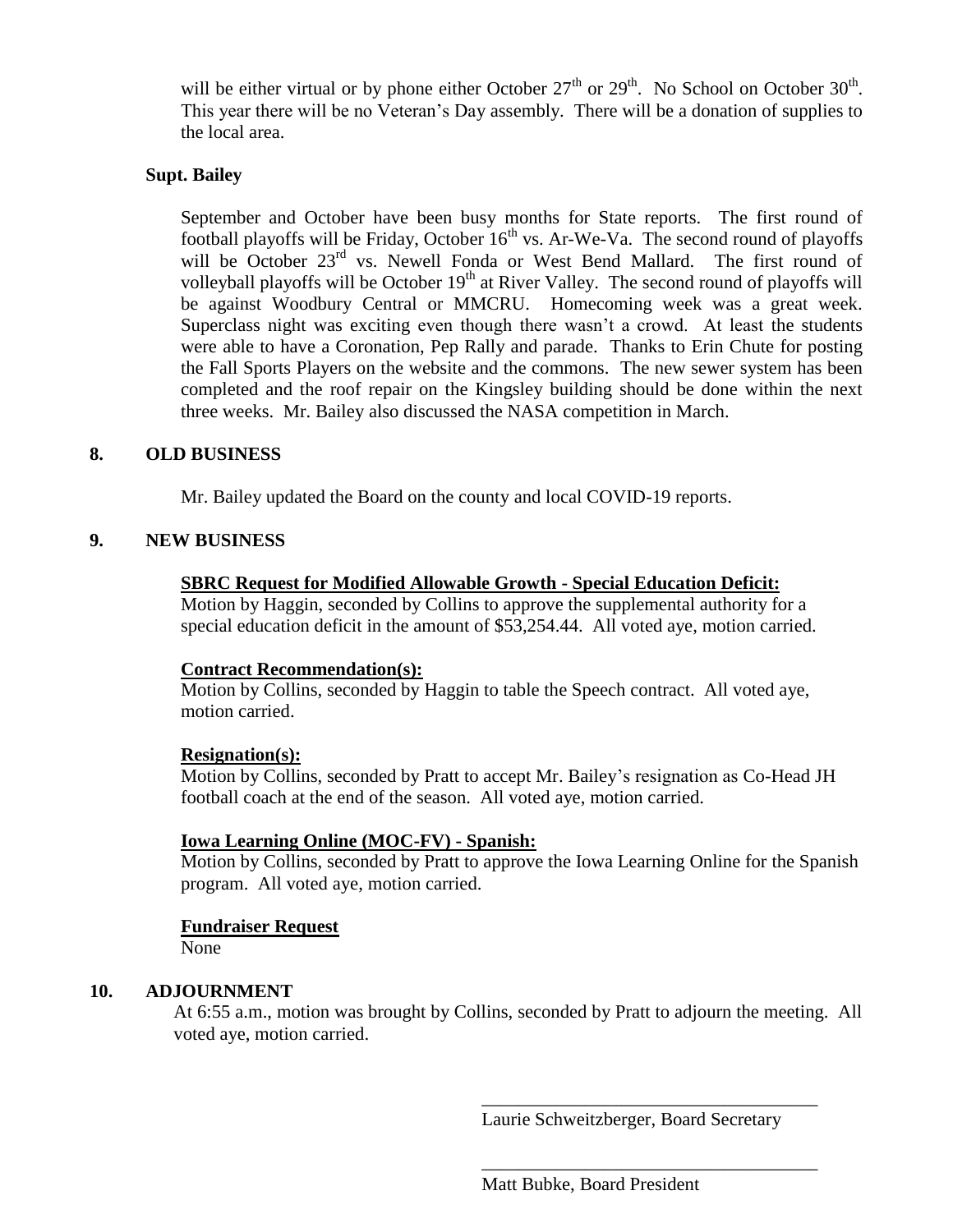will be either virtual or by phone either October 27th or 29th. No School on October 30th. This year there will be no Veteran's Day assembly. There will be a donation of supplies to the local area.

**Supt. Bailey**

September and October have been busy months for State reports. The first round of football playoffs will be Friday, October 16th vs. Ar-We-Va. The second round of playoffs will be October 23rd vs. Newell Fonda or West Bend Mallard. The first round of volleyball playoffs will be October 19th at River Valley. The second round of playoffs will be against Woodbury Central or MMCRU. Homecoming week was a great week. Superclass night was exciting even though there wasn't a crowd. At least the students were able to have a Coronation, Pep Rally and parade. Thanks to Erin Chute for posting the Fall Sports Players on the website and the commons. The new sewer system has been completed and the roof repair on the Kingsley building should be done within the next three weeks. Mr. Bailey also discussed the NASA competition in March.

**8. OLD BUSINESS**

Mr. Bailey updated the Board on the county and local COVID-19 reports.

**9. NEW BUSINESS**

**SBRC Request for Modified Allowable Growth - Special Education Deficit:**
Motion by Haggin, seconded by Collins to approve the supplemental authority for a special education deficit in the amount of $53,254.44. All voted aye, motion carried.

**Contract Recommendation(s):**
Motion by Collins, seconded by Haggin to table the Speech contract. All voted aye, motion carried.

**Resignation(s):**
Motion by Collins, seconded by Pratt to accept Mr. Bailey's resignation as Co-Head JH football coach at the end of the season. All voted aye, motion carried.

**Iowa Learning Online (MOC-FV) - Spanish:**
Motion by Collins, seconded by Pratt to approve the Iowa Learning Online for the Spanish program. All voted aye, motion carried.

**Fundraiser Request**
None

**10. ADJOURNMENT**

At 6:55 a.m., motion was brought by Collins, seconded by Pratt to adjourn the meeting. All voted aye, motion carried.

_____________________________________
Laurie Schweitzberger, Board Secretary

_____________________________________
Matt Bubke, Board President